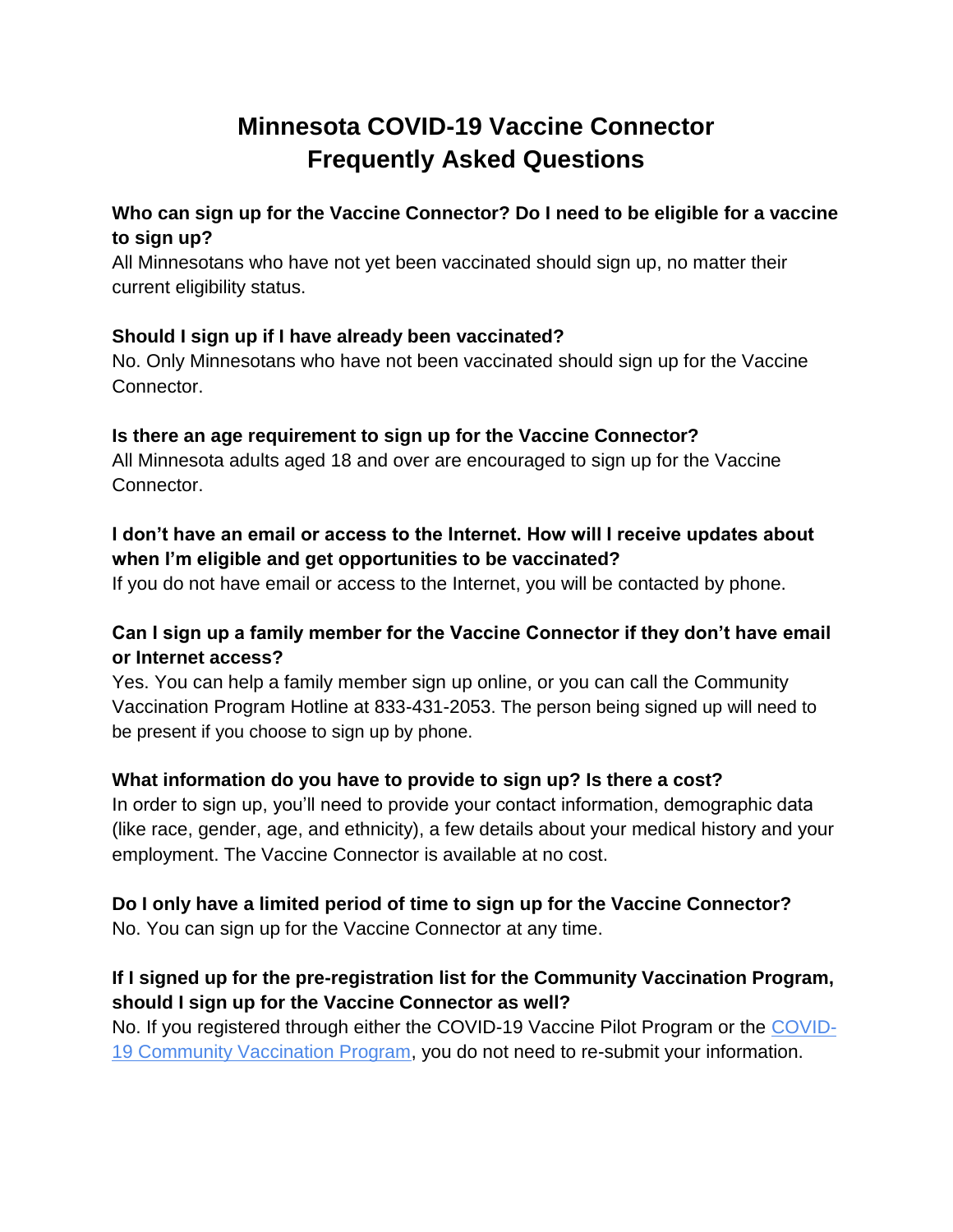# Minnesota COVID-19 Vaccine Connector Frequently Asked Questions

**Who can sign up for the Vaccine Connector? Do I need to be eligible for a vaccine to sign up?**

All Minnesotans who have not yet been vaccinated should sign up, no matter their current eligibility status.

**Should I sign up if I have already been vaccinated?**

No. Only Minnesotans who have not been vaccinated should sign up for the Vaccine Connector.

**Is there an age requirement to sign up for the Vaccine Connector?**

All Minnesota adults aged 18 and over are encouraged to sign up for the Vaccine Connector.

**I don't have an email or access to the Internet. How will I receive updates about when I'm eligible and get opportunities to be vaccinated?**

If you do not have email or access to the Internet, you will be contacted by phone.

**Can I sign up a family member for the Vaccine Connector if they don't have email or Internet access?**

Yes. You can help a family member sign up online, or you can call the Community Vaccination Program Hotline at 833-431-2053. The person being signed up will need to be present if you choose to sign up by phone.

**What information do you have to provide to sign up? Is there a cost?**

In order to sign up, you'll need to provide your contact information, demographic data (like race, gender, age, and ethnicity), a few details about your medical history and your employment. The Vaccine Connector is available at no cost.

**Do I only have a limited period of time to sign up for the Vaccine Connector?**

No. You can sign up for the Vaccine Connector at any time.

**If I signed up for the pre-registration list for the Community Vaccination Program, should I sign up for the Vaccine Connector as well?**

No. If you registered through either the COVID-19 Vaccine Pilot Program or the COVID-19 Community Vaccination Program, you do not need to re-submit your information.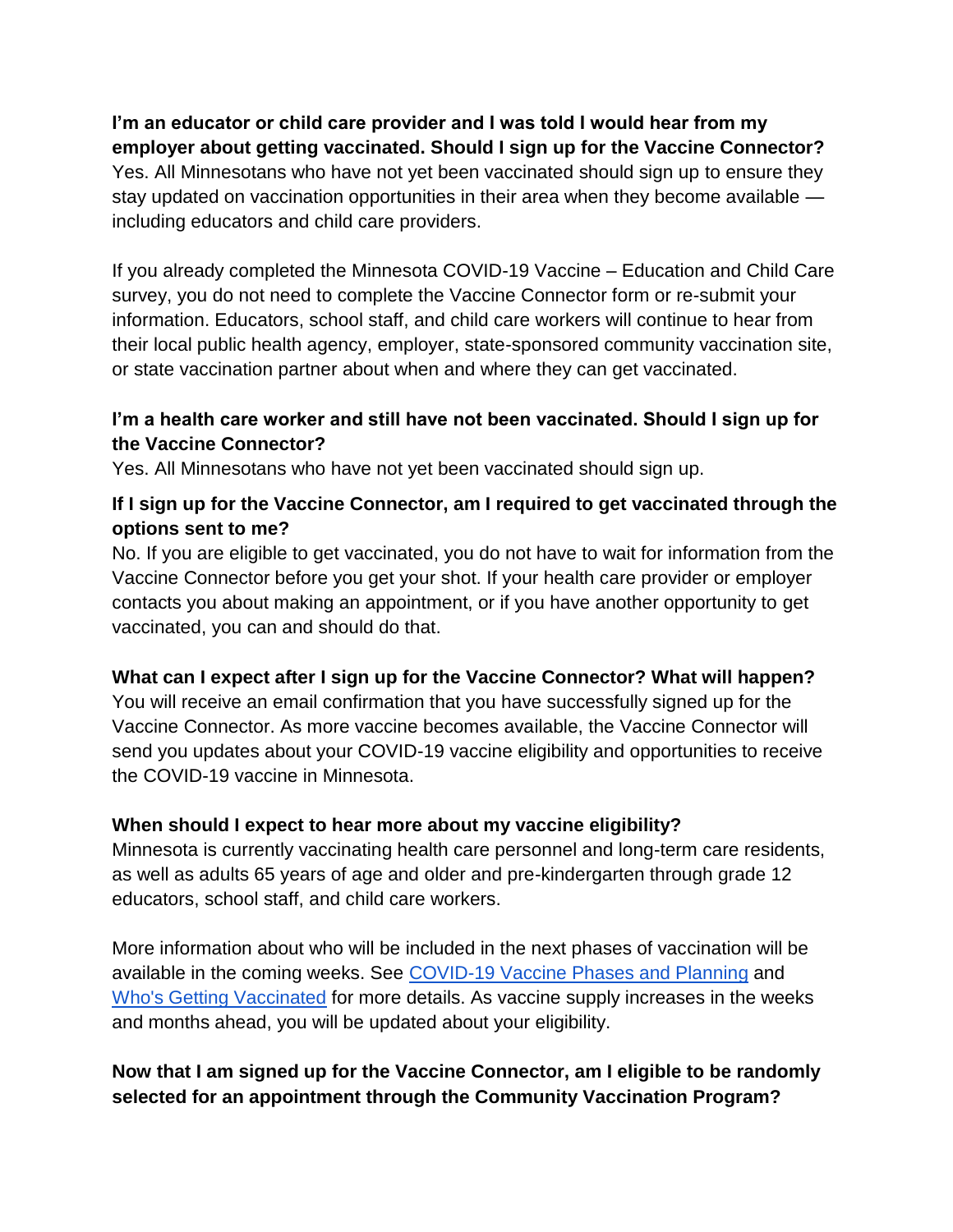**I'm an educator or child care provider and I was told I would hear from my employer about getting vaccinated. Should I sign up for the Vaccine Connector?**
Yes. All Minnesotans who have not yet been vaccinated should sign up to ensure they stay updated on vaccination opportunities in their area when they become available — including educators and child care providers.

If you already completed the Minnesota COVID-19 Vaccine – Education and Child Care survey, you do not need to complete the Vaccine Connector form or re-submit your information. Educators, school staff, and child care workers will continue to hear from their local public health agency, employer, state-sponsored community vaccination site, or state vaccination partner about when and where they can get vaccinated.

**I'm a health care worker and still have not been vaccinated. Should I sign up for the Vaccine Connector?**
Yes. All Minnesotans who have not yet been vaccinated should sign up.

**If I sign up for the Vaccine Connector, am I required to get vaccinated through the options sent to me?**
No. If you are eligible to get vaccinated, you do not have to wait for information from the Vaccine Connector before you get your shot. If your health care provider or employer contacts you about making an appointment, or if you have another opportunity to get vaccinated, you can and should do that.

**What can I expect after I sign up for the Vaccine Connector? What will happen?**
You will receive an email confirmation that you have successfully signed up for the Vaccine Connector. As more vaccine becomes available, the Vaccine Connector will send you updates about your COVID-19 vaccine eligibility and opportunities to receive the COVID-19 vaccine in Minnesota.

**When should I expect to hear more about my vaccine eligibility?**
Minnesota is currently vaccinating health care personnel and long-term care residents, as well as adults 65 years of age and older and pre-kindergarten through grade 12 educators, school staff, and child care workers.

More information about who will be included in the next phases of vaccination will be available in the coming weeks. See [COVID-19 Vaccine Phases and Planning]() and [Who's Getting Vaccinated]() for more details. As vaccine supply increases in the weeks and months ahead, you will be updated about your eligibility.

**Now that I am signed up for the Vaccine Connector, am I eligible to be randomly selected for an appointment through the Community Vaccination Program?**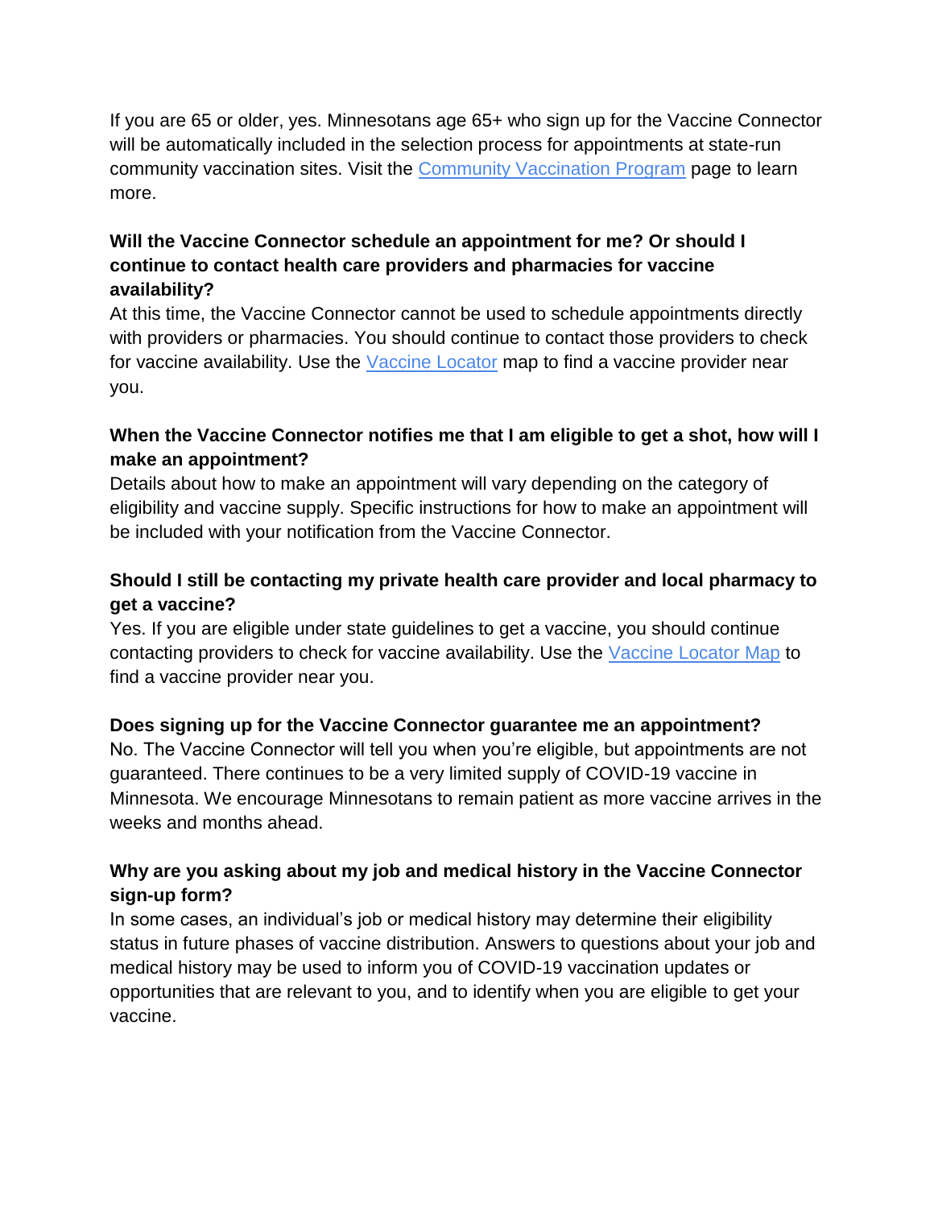If you are 65 or older, yes. Minnesotans age 65+ who sign up for the Vaccine Connector will be automatically included in the selection process for appointments at state-run community vaccination sites. Visit the [Community Vaccination Program]() page to learn more.

**Will the Vaccine Connector schedule an appointment for me? Or should I continue to contact health care providers and pharmacies for vaccine availability?**

At this time, the Vaccine Connector cannot be used to schedule appointments directly with providers or pharmacies. You should continue to contact those providers to check for vaccine availability. Use the [Vaccine Locator]() map to find a vaccine provider near you.

**When the Vaccine Connector notifies me that I am eligible to get a shot, how will I make an appointment?**

Details about how to make an appointment will vary depending on the category of eligibility and vaccine supply. Specific instructions for how to make an appointment will be included with your notification from the Vaccine Connector.

**Should I still be contacting my private health care provider and local pharmacy to get a vaccine?**

Yes. If you are eligible under state guidelines to get a vaccine, you should continue contacting providers to check for vaccine availability. Use the [Vaccine Locator Map]() to find a vaccine provider near you.

**Does signing up for the Vaccine Connector guarantee me an appointment?**

No. The Vaccine Connector will tell you when you're eligible, but appointments are not guaranteed. There continues to be a very limited supply of COVID-19 vaccine in Minnesota. We encourage Minnesotans to remain patient as more vaccine arrives in the weeks and months ahead.

**Why are you asking about my job and medical history in the Vaccine Connector sign-up form?**

In some cases, an individual's job or medical history may determine their eligibility status in future phases of vaccine distribution. Answers to questions about your job and medical history may be used to inform you of COVID-19 vaccination updates or opportunities that are relevant to you, and to identify when you are eligible to get your vaccine.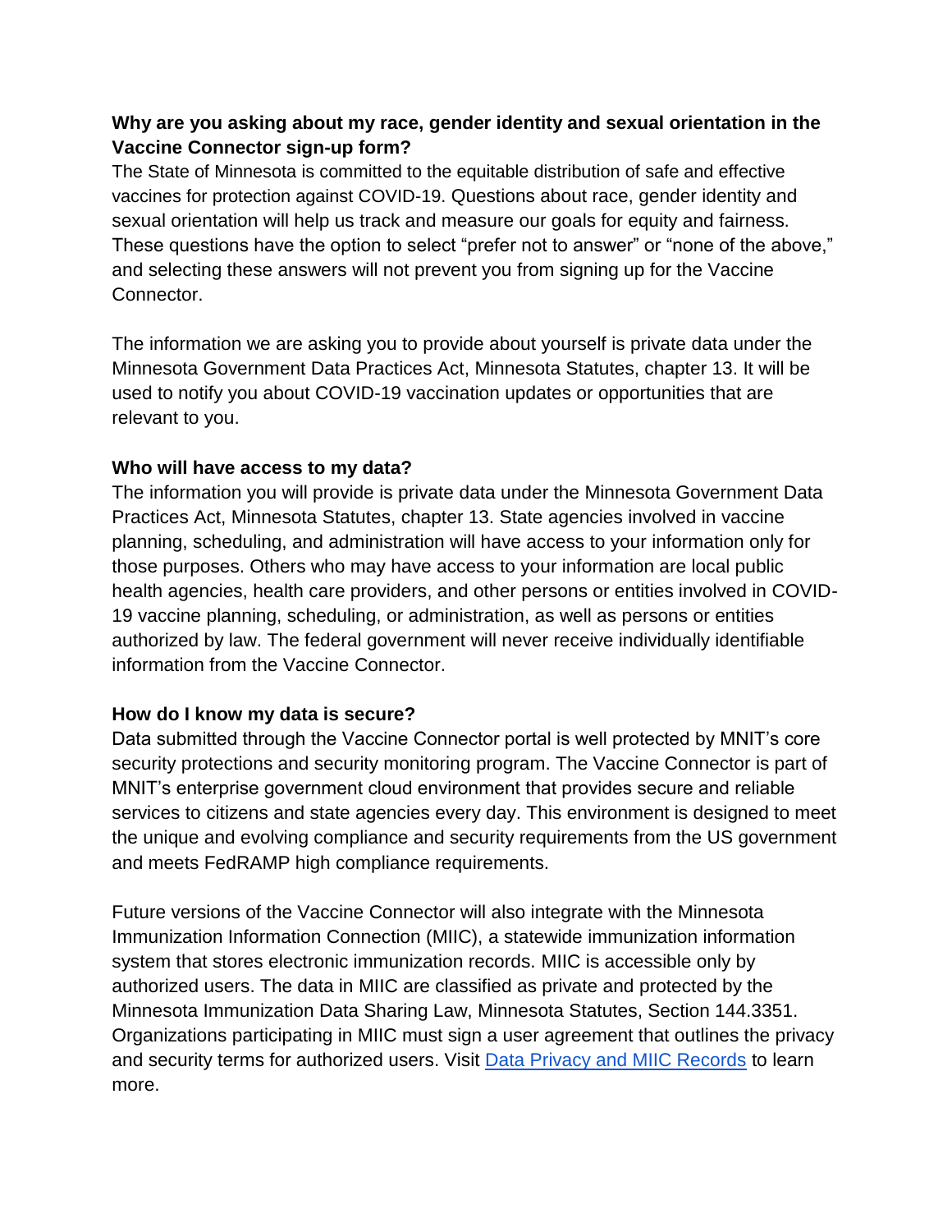**Why are you asking about my race, gender identity and sexual orientation in the Vaccine Connector sign-up form?**

The State of Minnesota is committed to the equitable distribution of safe and effective vaccines for protection against COVID-19. Questions about race, gender identity and sexual orientation will help us track and measure our goals for equity and fairness. These questions have the option to select "prefer not to answer" or "none of the above," and selecting these answers will not prevent you from signing up for the Vaccine Connector.

The information we are asking you to provide about yourself is private data under the Minnesota Government Data Practices Act, Minnesota Statutes, chapter 13. It will be used to notify you about COVID-19 vaccination updates or opportunities that are relevant to you.

**Who will have access to my data?**

The information you will provide is private data under the Minnesota Government Data Practices Act, Minnesota Statutes, chapter 13. State agencies involved in vaccine planning, scheduling, and administration will have access to your information only for those purposes. Others who may have access to your information are local public health agencies, health care providers, and other persons or entities involved in COVID-19 vaccine planning, scheduling, or administration, as well as persons or entities authorized by law. The federal government will never receive individually identifiable information from the Vaccine Connector.

**How do I know my data is secure?**

Data submitted through the Vaccine Connector portal is well protected by MNIT's core security protections and security monitoring program. The Vaccine Connector is part of MNIT's enterprise government cloud environment that provides secure and reliable services to citizens and state agencies every day. This environment is designed to meet the unique and evolving compliance and security requirements from the US government and meets FedRAMP high compliance requirements.

Future versions of the Vaccine Connector will also integrate with the Minnesota Immunization Information Connection (MIIC), a statewide immunization information system that stores electronic immunization records. MIIC is accessible only by authorized users. The data in MIIC are classified as private and protected by the Minnesota Immunization Data Sharing Law, Minnesota Statutes, Section 144.3351. Organizations participating in MIIC must sign a user agreement that outlines the privacy and security terms for authorized users. Visit [Data Privacy and MIIC Records] to learn more.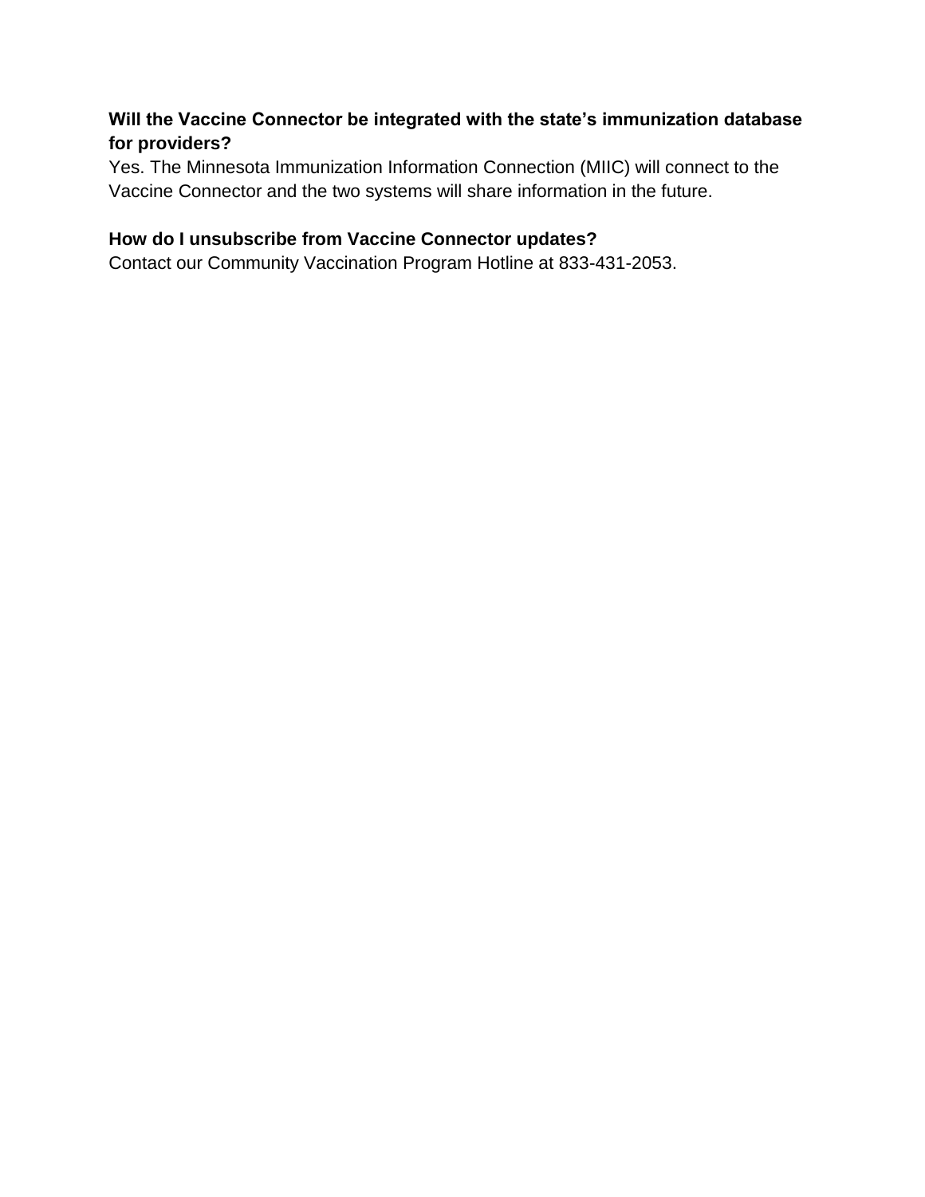**Will the Vaccine Connector be integrated with the state's immunization database for providers?**

Yes. The Minnesota Immunization Information Connection (MIIC) will connect to the Vaccine Connector and the two systems will share information in the future.

**How do I unsubscribe from Vaccine Connector updates?**

Contact our Community Vaccination Program Hotline at 833-431-2053.